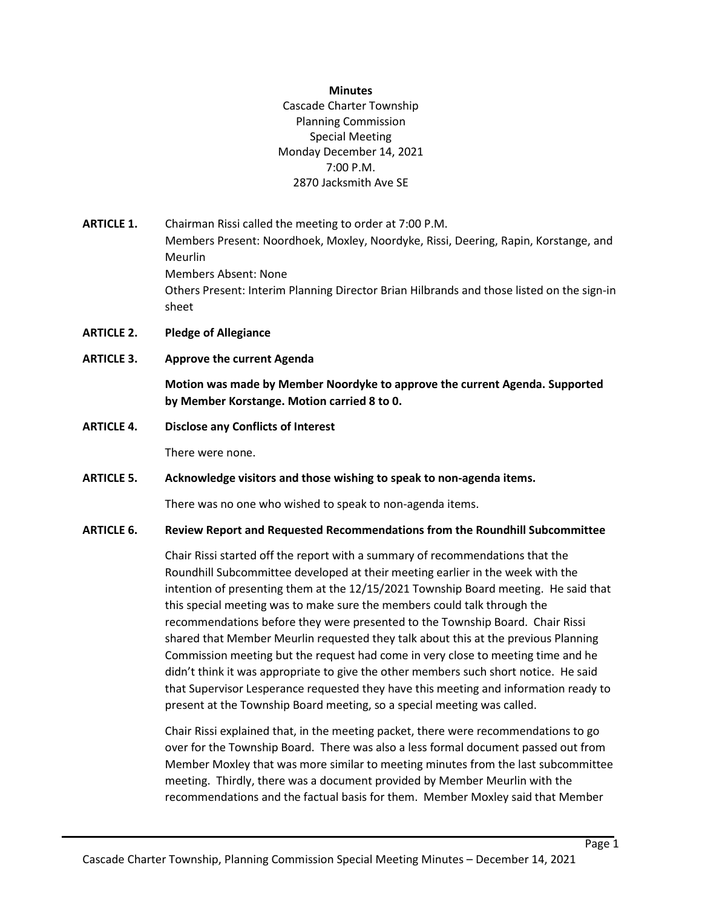**Minutes**

Cascade Charter Township
Planning Commission
Special Meeting
Monday December 14, 2021
7:00 P.M.
2870 Jacksmith Ave SE

**ARTICLE 1.** Chairman Rissi called the meeting to order at 7:00 P.M.
Members Present: Noordhoek, Moxley, Noordyke, Rissi, Deering, Rapin, Korstange, and Meurlin
Members Absent: None
Others Present: Interim Planning Director Brian Hilbrands and those listed on the sign-in sheet

**ARTICLE 2. Pledge of Allegiance**

**ARTICLE 3. Approve the current Agenda**

**Motion was made by Member Noordyke to approve the current Agenda. Supported by Member Korstange. Motion carried 8 to 0.**

**ARTICLE 4. Disclose any Conflicts of Interest**

There were none.

**ARTICLE 5. Acknowledge visitors and those wishing to speak to non-agenda items.**

There was no one who wished to speak to non-agenda items.

**ARTICLE 6. Review Report and Requested Recommendations from the Roundhill Subcommittee**

Chair Rissi started off the report with a summary of recommendations that the Roundhill Subcommittee developed at their meeting earlier in the week with the intention of presenting them at the 12/15/2021 Township Board meeting. He said that this special meeting was to make sure the members could talk through the recommendations before they were presented to the Township Board. Chair Rissi shared that Member Meurlin requested they talk about this at the previous Planning Commission meeting but the request had come in very close to meeting time and he didn't think it was appropriate to give the other members such short notice. He said that Supervisor Lesperance requested they have this meeting and information ready to present at the Township Board meeting, so a special meeting was called.

Chair Rissi explained that, in the meeting packet, there were recommendations to go over for the Township Board. There was also a less formal document passed out from Member Moxley that was more similar to meeting minutes from the last subcommittee meeting. Thirdly, there was a document provided by Member Meurlin with the recommendations and the factual basis for them. Member Moxley said that Member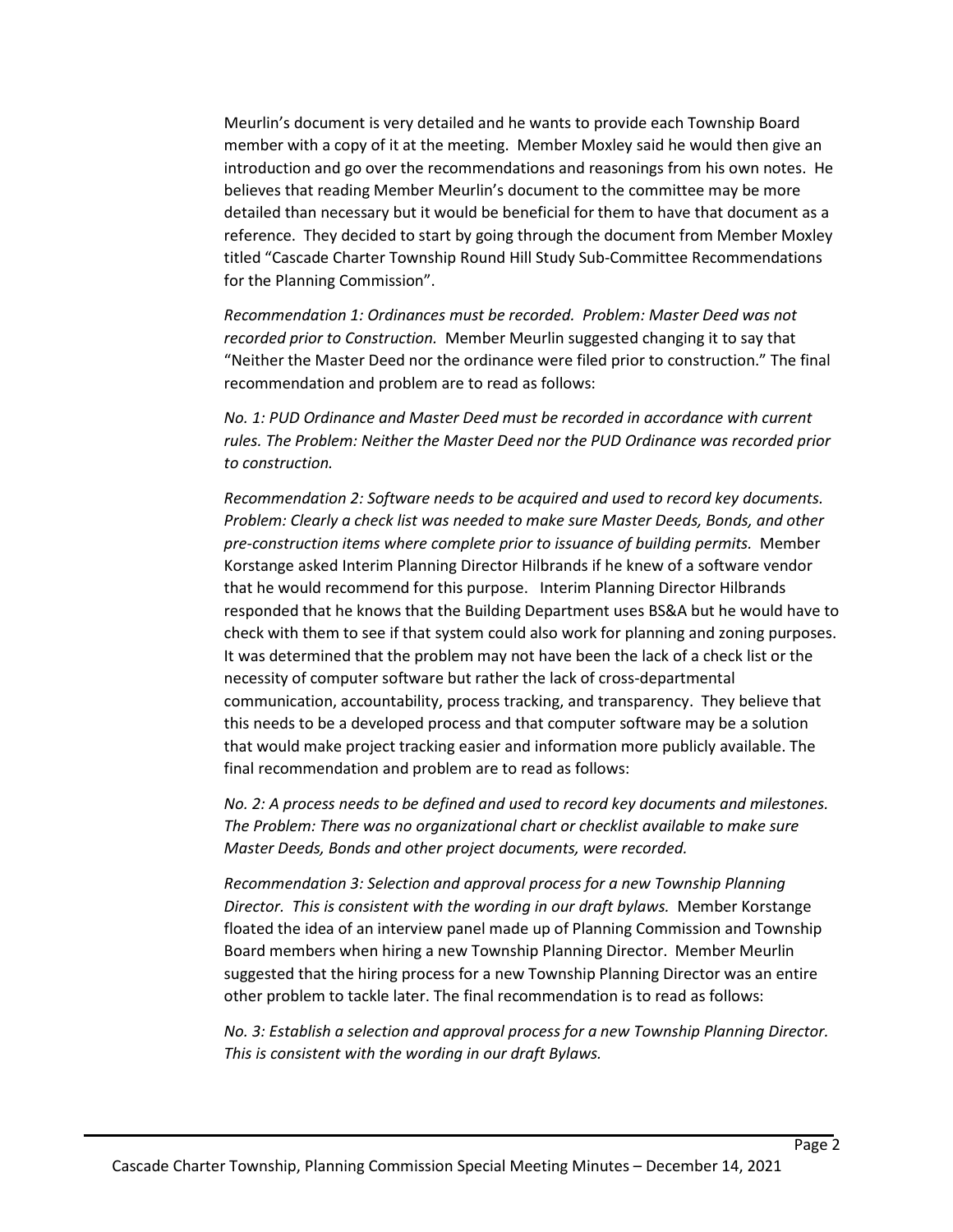Meurlin's document is very detailed and he wants to provide each Township Board member with a copy of it at the meeting. Member Moxley said he would then give an introduction and go over the recommendations and reasonings from his own notes. He believes that reading Member Meurlin's document to the committee may be more detailed than necessary but it would be beneficial for them to have that document as a reference. They decided to start by going through the document from Member Moxley titled "Cascade Charter Township Round Hill Study Sub-Committee Recommendations for the Planning Commission".

*Recommendation 1: Ordinances must be recorded. Problem: Master Deed was not recorded prior to Construction.* Member Meurlin suggested changing it to say that "Neither the Master Deed nor the ordinance were filed prior to construction." The final recommendation and problem are to read as follows:

*No. 1: PUD Ordinance and Master Deed must be recorded in accordance with current rules. The Problem: Neither the Master Deed nor the PUD Ordinance was recorded prior to construction.*

*Recommendation 2: Software needs to be acquired and used to record key documents. Problem: Clearly a check list was needed to make sure Master Deeds, Bonds, and other pre-construction items where complete prior to issuance of building permits.* Member Korstange asked Interim Planning Director Hilbrands if he knew of a software vendor that he would recommend for this purpose. Interim Planning Director Hilbrands responded that he knows that the Building Department uses BS&A but he would have to check with them to see if that system could also work for planning and zoning purposes. It was determined that the problem may not have been the lack of a check list or the necessity of computer software but rather the lack of cross-departmental communication, accountability, process tracking, and transparency. They believe that this needs to be a developed process and that computer software may be a solution that would make project tracking easier and information more publicly available. The final recommendation and problem are to read as follows:

*No. 2: A process needs to be defined and used to record key documents and milestones. The Problem: There was no organizational chart or checklist available to make sure Master Deeds, Bonds and other project documents, were recorded.*

*Recommendation 3: Selection and approval process for a new Township Planning Director. This is consistent with the wording in our draft bylaws.* Member Korstange floated the idea of an interview panel made up of Planning Commission and Township Board members when hiring a new Township Planning Director. Member Meurlin suggested that the hiring process for a new Township Planning Director was an entire other problem to tackle later. The final recommendation is to read as follows:

*No. 3: Establish a selection and approval process for a new Township Planning Director. This is consistent with the wording in our draft Bylaws.*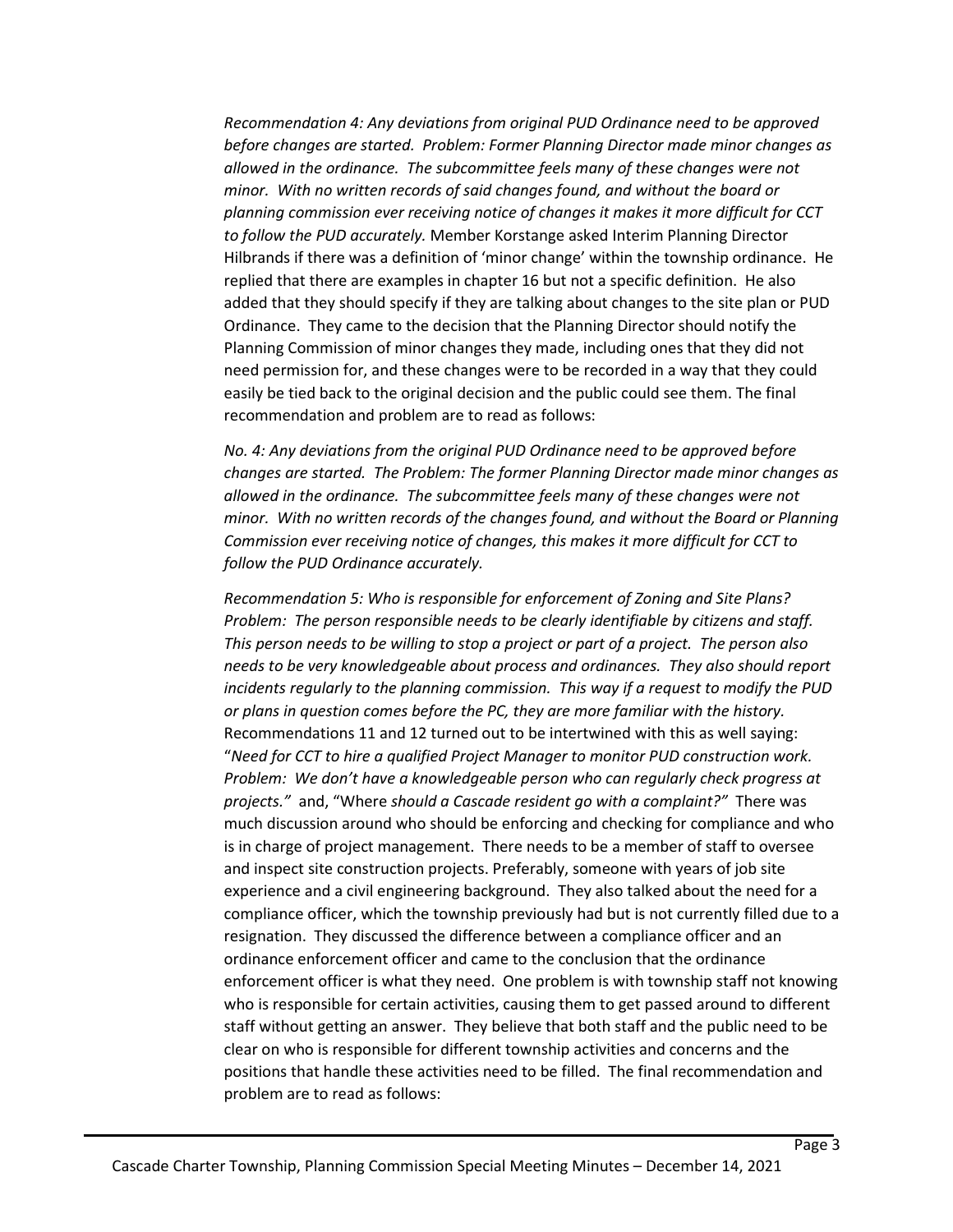*Recommendation 4: Any deviations from original PUD Ordinance need to be approved before changes are started. Problem: Former Planning Director made minor changes as allowed in the ordinance. The subcommittee feels many of these changes were not minor. With no written records of said changes found, and without the board or planning commission ever receiving notice of changes it makes it more difficult for CCT to follow the PUD accurately.* Member Korstange asked Interim Planning Director Hilbrands if there was a definition of 'minor change' within the township ordinance. He replied that there are examples in chapter 16 but not a specific definition. He also added that they should specify if they are talking about changes to the site plan or PUD Ordinance. They came to the decision that the Planning Director should notify the Planning Commission of minor changes they made, including ones that they did not need permission for, and these changes were to be recorded in a way that they could easily be tied back to the original decision and the public could see them. The final recommendation and problem are to read as follows:

*No. 4: Any deviations from the original PUD Ordinance need to be approved before changes are started. The Problem: The former Planning Director made minor changes as allowed in the ordinance. The subcommittee feels many of these changes were not minor. With no written records of the changes found, and without the Board or Planning Commission ever receiving notice of changes, this makes it more difficult for CCT to follow the PUD Ordinance accurately.*

*Recommendation 5: Who is responsible for enforcement of Zoning and Site Plans? Problem: The person responsible needs to be clearly identifiable by citizens and staff. This person needs to be willing to stop a project or part of a project. The person also needs to be very knowledgeable about process and ordinances. They also should report incidents regularly to the planning commission. This way if a request to modify the PUD or plans in question comes before the PC, they are more familiar with the history.* Recommendations 11 and 12 turned out to be intertwined with this as well saying: "*Need for CCT to hire a qualified Project Manager to monitor PUD construction work. Problem: We don't have a knowledgeable person who can regularly check progress at projects."* and, "Where *should a Cascade resident go with a complaint?"* There was much discussion around who should be enforcing and checking for compliance and who is in charge of project management. There needs to be a member of staff to oversee and inspect site construction projects. Preferably, someone with years of job site experience and a civil engineering background. They also talked about the need for a compliance officer, which the township previously had but is not currently filled due to a resignation. They discussed the difference between a compliance officer and an ordinance enforcement officer and came to the conclusion that the ordinance enforcement officer is what they need. One problem is with township staff not knowing who is responsible for certain activities, causing them to get passed around to different staff without getting an answer. They believe that both staff and the public need to be clear on who is responsible for different township activities and concerns and the positions that handle these activities need to be filled. The final recommendation and problem are to read as follows: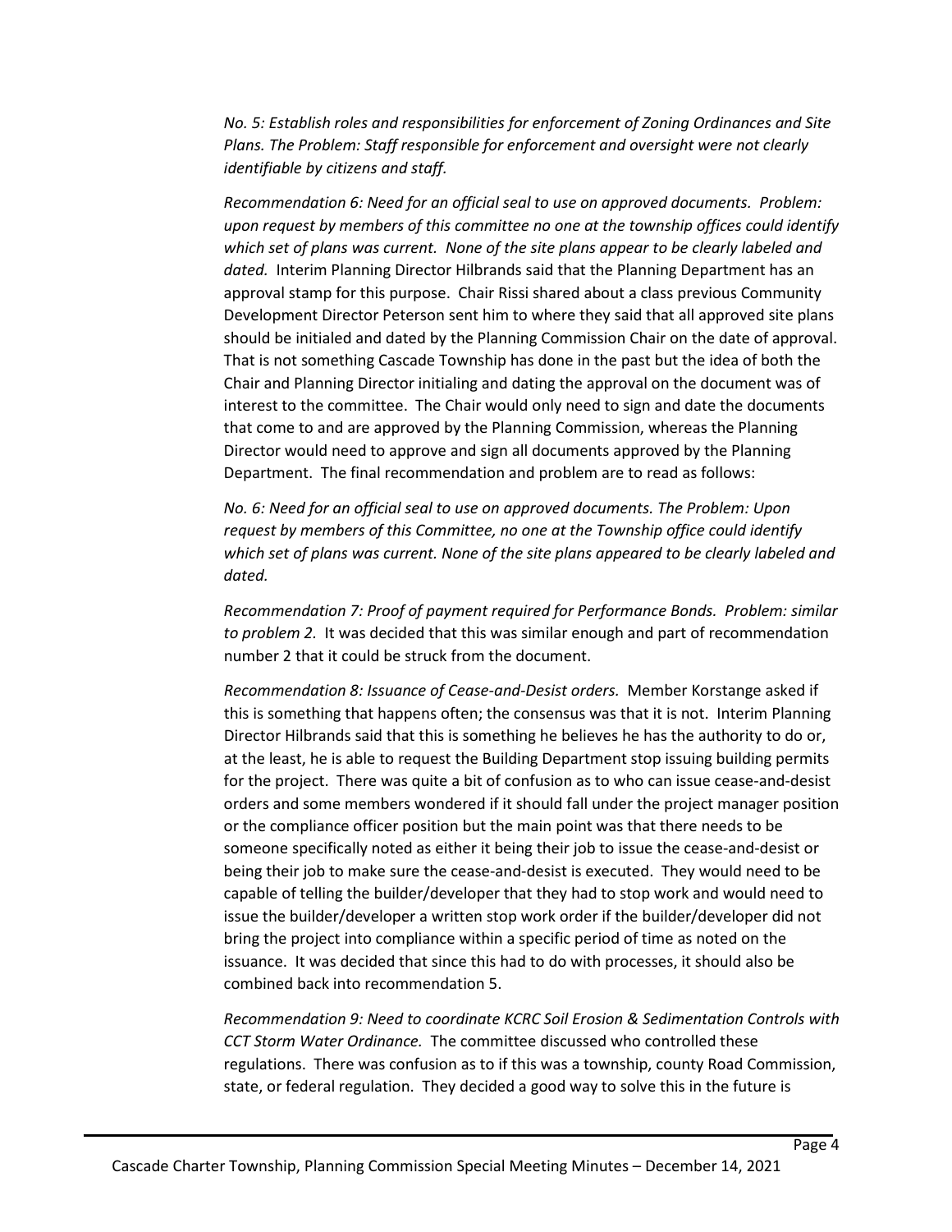*No. 5: Establish roles and responsibilities for enforcement of Zoning Ordinances and Site Plans. The Problem: Staff responsible for enforcement and oversight were not clearly identifiable by citizens and staff.*

*Recommendation 6: Need for an official seal to use on approved documents. Problem: upon request by members of this committee no one at the township offices could identify which set of plans was current. None of the site plans appear to be clearly labeled and dated.* Interim Planning Director Hilbrands said that the Planning Department has an approval stamp for this purpose. Chair Rissi shared about a class previous Community Development Director Peterson sent him to where they said that all approved site plans should be initialed and dated by the Planning Commission Chair on the date of approval. That is not something Cascade Township has done in the past but the idea of both the Chair and Planning Director initialing and dating the approval on the document was of interest to the committee. The Chair would only need to sign and date the documents that come to and are approved by the Planning Commission, whereas the Planning Director would need to approve and sign all documents approved by the Planning Department. The final recommendation and problem are to read as follows:

*No. 6: Need for an official seal to use on approved documents. The Problem: Upon request by members of this Committee, no one at the Township office could identify which set of plans was current. None of the site plans appeared to be clearly labeled and dated.*

*Recommendation 7: Proof of payment required for Performance Bonds. Problem: similar to problem 2.* It was decided that this was similar enough and part of recommendation number 2 that it could be struck from the document.

*Recommendation 8: Issuance of Cease-and-Desist orders.* Member Korstange asked if this is something that happens often; the consensus was that it is not. Interim Planning Director Hilbrands said that this is something he believes he has the authority to do or, at the least, he is able to request the Building Department stop issuing building permits for the project. There was quite a bit of confusion as to who can issue cease-and-desist orders and some members wondered if it should fall under the project manager position or the compliance officer position but the main point was that there needs to be someone specifically noted as either it being their job to issue the cease-and-desist or being their job to make sure the cease-and-desist is executed. They would need to be capable of telling the builder/developer that they had to stop work and would need to issue the builder/developer a written stop work order if the builder/developer did not bring the project into compliance within a specific period of time as noted on the issuance. It was decided that since this had to do with processes, it should also be combined back into recommendation 5.

*Recommendation 9: Need to coordinate KCRC Soil Erosion & Sedimentation Controls with CCT Storm Water Ordinance.* The committee discussed who controlled these regulations. There was confusion as to if this was a township, county Road Commission, state, or federal regulation. They decided a good way to solve this in the future is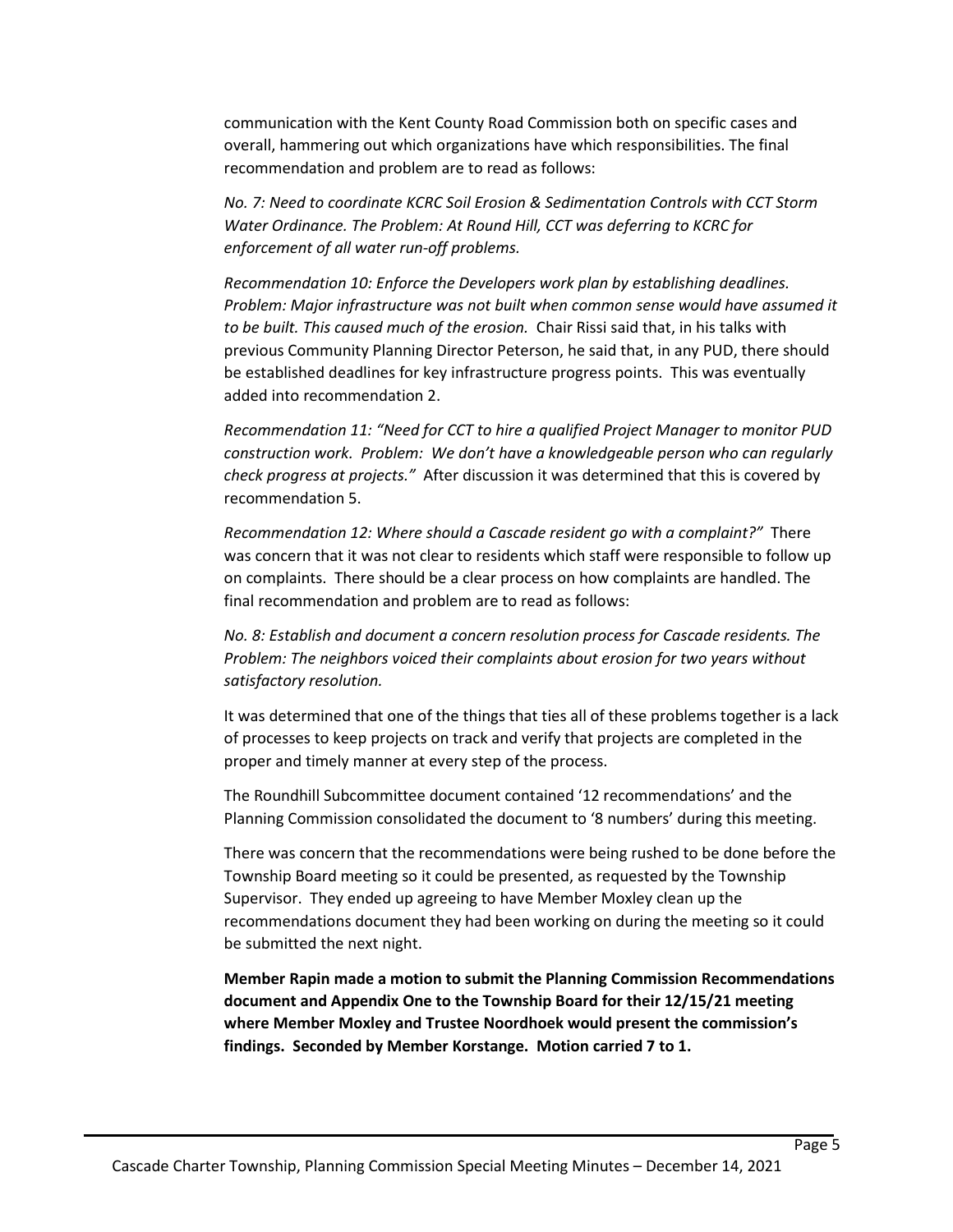communication with the Kent County Road Commission both on specific cases and overall, hammering out which organizations have which responsibilities. The final recommendation and problem are to read as follows:

*No. 7: Need to coordinate KCRC Soil Erosion & Sedimentation Controls with CCT Storm Water Ordinance. The Problem: At Round Hill, CCT was deferring to KCRC for enforcement of all water run-off problems.*

*Recommendation 10: Enforce the Developers work plan by establishing deadlines. Problem: Major infrastructure was not built when common sense would have assumed it to be built. This caused much of the erosion.* Chair Rissi said that, in his talks with previous Community Planning Director Peterson, he said that, in any PUD, there should be established deadlines for key infrastructure progress points. This was eventually added into recommendation 2.

*Recommendation 11: "Need for CCT to hire a qualified Project Manager to monitor PUD construction work. Problem: We don't have a knowledgeable person who can regularly check progress at projects."* After discussion it was determined that this is covered by recommendation 5.

*Recommendation 12: Where should a Cascade resident go with a complaint?"* There was concern that it was not clear to residents which staff were responsible to follow up on complaints. There should be a clear process on how complaints are handled. The final recommendation and problem are to read as follows:

*No. 8: Establish and document a concern resolution process for Cascade residents. The Problem: The neighbors voiced their complaints about erosion for two years without satisfactory resolution.*

It was determined that one of the things that ties all of these problems together is a lack of processes to keep projects on track and verify that projects are completed in the proper and timely manner at every step of the process.

The Roundhill Subcommittee document contained '12 recommendations' and the Planning Commission consolidated the document to '8 numbers' during this meeting.

There was concern that the recommendations were being rushed to be done before the Township Board meeting so it could be presented, as requested by the Township Supervisor. They ended up agreeing to have Member Moxley clean up the recommendations document they had been working on during the meeting so it could be submitted the next night.

**Member Rapin made a motion to submit the Planning Commission Recommendations document and Appendix One to the Township Board for their 12/15/21 meeting where Member Moxley and Trustee Noordhoek would present the commission's findings. Seconded by Member Korstange. Motion carried 7 to 1.**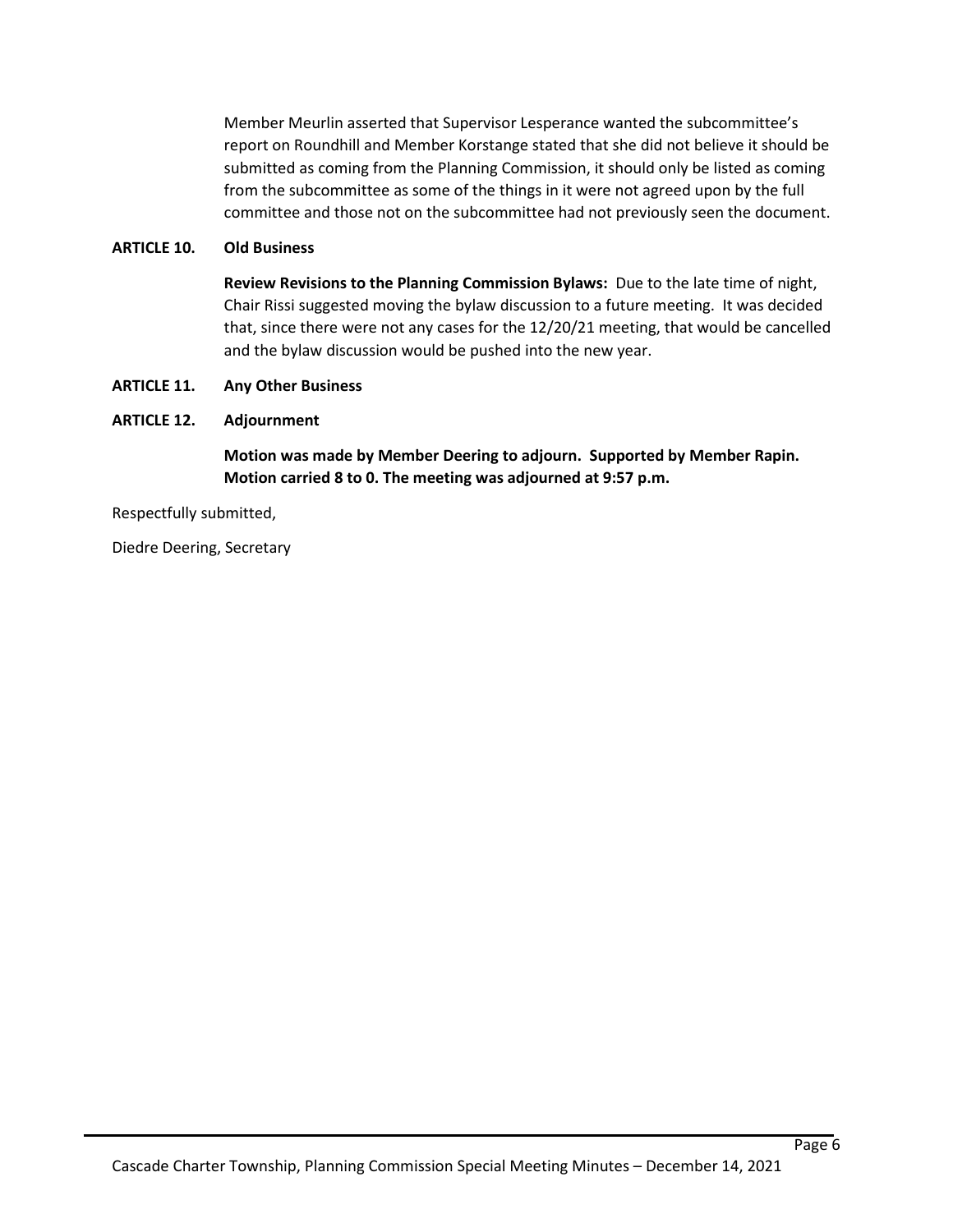Member Meurlin asserted that Supervisor Lesperance wanted the subcommittee's report on Roundhill and Member Korstange stated that she did not believe it should be submitted as coming from the Planning Commission, it should only be listed as coming from the subcommittee as some of the things in it were not agreed upon by the full committee and those not on the subcommittee had not previously seen the document.

**ARTICLE 10. Old Business**

**Review Revisions to the Planning Commission Bylaws:** Due to the late time of night, Chair Rissi suggested moving the bylaw discussion to a future meeting. It was decided that, since there were not any cases for the 12/20/21 meeting, that would be cancelled and the bylaw discussion would be pushed into the new year.

**ARTICLE 11. Any Other Business**

**ARTICLE 12. Adjournment**

**Motion was made by Member Deering to adjourn. Supported by Member Rapin. Motion carried 8 to 0. The meeting was adjourned at 9:57 p.m.**

Respectfully submitted,

Diedre Deering, Secretary